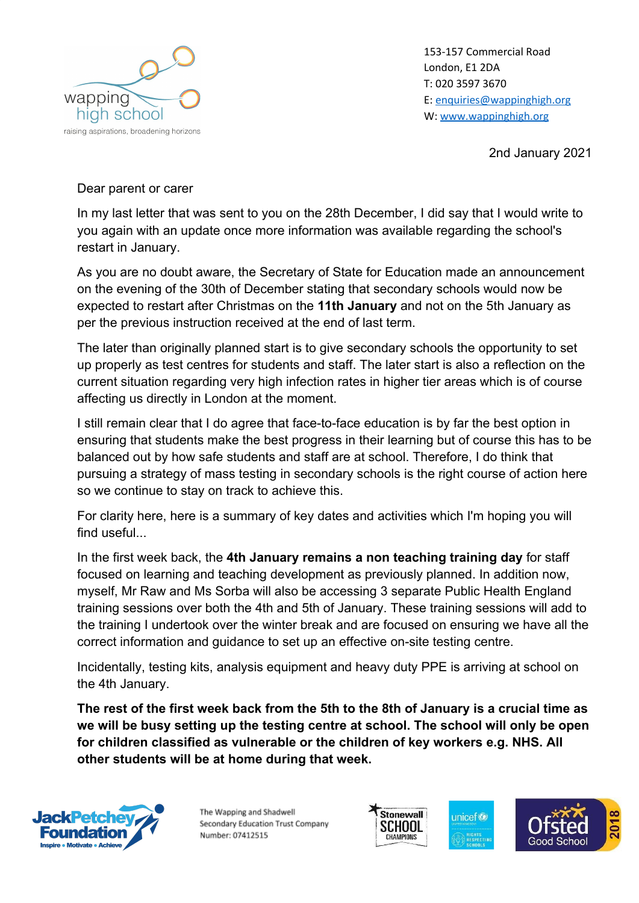wapping high school
raising aspirations, broadening horizons

153-157 Commercial Road
London, E1 2DA
T: 020 3597 3670
E: enquiries@wappinghigh.org
W: www.wappinghigh.org

2nd January 2021

Dear parent or carer

In my last letter that was sent to you on the 28th December, I did say that I would write to you again with an update once more information was available regarding the school's restart in January.

As you are no doubt aware, the Secretary of State for Education made an announcement on the evening of the 30th of December stating that secondary schools would now be expected to restart after Christmas on the **11th January** and not on the 5th January as per the previous instruction received at the end of last term.

The later than originally planned start is to give secondary schools the opportunity to set up properly as test centres for students and staff. The later start is also a reflection on the current situation regarding very high infection rates in higher tier areas which is of course affecting us directly in London at the moment.

I still remain clear that I do agree that face-to-face education is by far the best option in ensuring that students make the best progress in their learning but of course this has to be balanced out by how safe students and staff are at school. Therefore, I do think that pursuing a strategy of mass testing in secondary schools is the right course of action here so we continue to stay on track to achieve this.

For clarity here, here is a summary of key dates and activities which I'm hoping you will find useful...

In the first week back, the **4th January remains a non teaching training day** for staff focused on learning and teaching development as previously planned. In addition now, myself, Mr Raw and Ms Sorba will also be accessing 3 separate Public Health England training sessions over both the 4th and 5th of January. These training sessions will add to the training I undertook over the winter break and are focused on ensuring we have all the correct information and guidance to set up an effective on-site testing centre.

Incidentally, testing kits, analysis equipment and heavy duty PPE is arriving at school on the 4th January.

**The rest of the first week back from the 5th to the 8th of January is a crucial time as we will be busy setting up the testing centre at school. The school will only be open for children classified as vulnerable or the children of key workers e.g. NHS. All other students will be at home during that week.**

The Wapping and Shadwell Secondary Education Trust Company Number: 07412515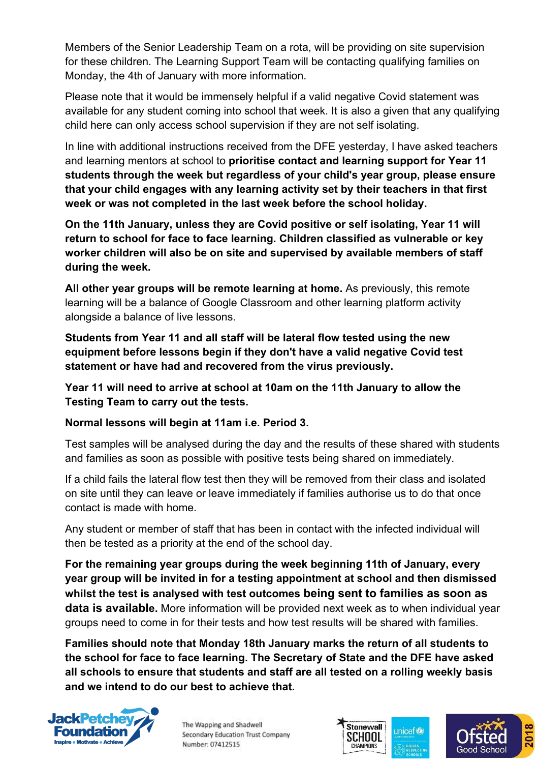Members of the Senior Leadership Team on a rota, will be providing on site supervision for these children. The Learning Support Team will be contacting qualifying families on Monday, the 4th of January with more information.

Please note that it would be immensely helpful if a valid negative Covid statement was available for any student coming into school that week. It is also a given that any qualifying child here can only access school supervision if they are not self isolating.

In line with additional instructions received from the DFE yesterday, I have asked teachers and learning mentors at school to **prioritise contact and learning support for Year 11 students through the week but regardless of your child's year group, please ensure that your child engages with any learning activity set by their teachers in that first week or was not completed in the last week before the school holiday.**

**On the 11th January, unless they are Covid positive or self isolating, Year 11 will return to school for face to face learning. Children classified as vulnerable or key worker children will also be on site and supervised by available members of staff during the week.**

**All other year groups will be remote learning at home.** As previously, this remote learning will be a balance of Google Classroom and other learning platform activity alongside a balance of live lessons.

**Students from Year 11 and all staff will be lateral flow tested using the new equipment before lessons begin if they don't have a valid negative Covid test statement or have had and recovered from the virus previously.**

**Year 11 will need to arrive at school at 10am on the 11th January to allow the Testing Team to carry out the tests.**

**Normal lessons will begin at 11am i.e. Period 3.**

Test samples will be analysed during the day and the results of these shared with students and families as soon as possible with positive tests being shared on immediately.

If a child fails the lateral flow test then they will be removed from their class and isolated on site until they can leave or leave immediately if families authorise us to do that once contact is made with home.

Any student or member of staff that has been in contact with the infected individual will then be tested as a priority at the end of the school day.

**For the remaining year groups during the week beginning 11th of January, every year group will be invited in for a testing appointment at school and then dismissed whilst the test is analysed with test outcomes being sent to families as soon as data is available.** More information will be provided next week as to when individual year groups need to come in for their tests and how test results will be shared with families.

**Families should note that Monday 18th January marks the return of all students to the school for face to face learning. The Secretary of State and the DFE have asked all schools to ensure that students and staff are all tested on a rolling weekly basis and we intend to do our best to achieve that.**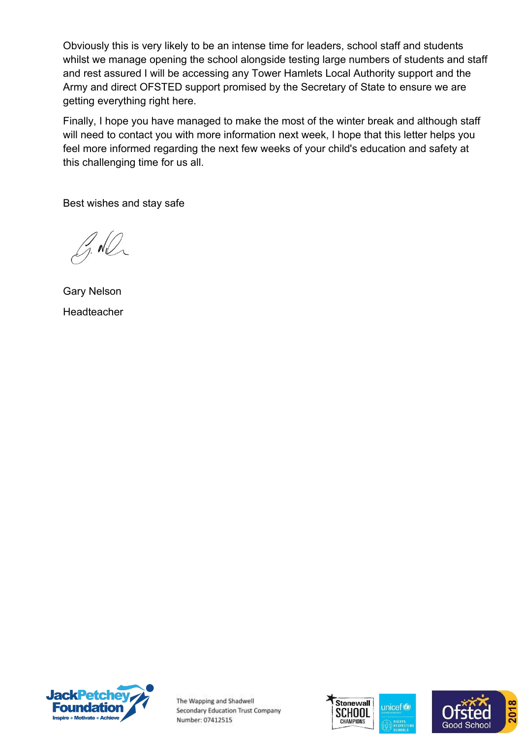Obviously this is very likely to be an intense time for leaders, school staff and students whilst we manage opening the school alongside testing large numbers of students and staff and rest assured I will be accessing any Tower Hamlets Local Authority support and the Army and direct OFSTED support promised by the Secretary of State to ensure we are getting everything right here.

Finally, I hope you have managed to make the most of the winter break and although staff will need to contact you with more information next week, I hope that this letter helps you feel more informed regarding the next few weeks of your child's education and safety at this challenging time for us all.

Best wishes and stay safe

Gary Nelson

Headteacher

The Wapping and Shadwell Secondary Education Trust Company Number: 07412515